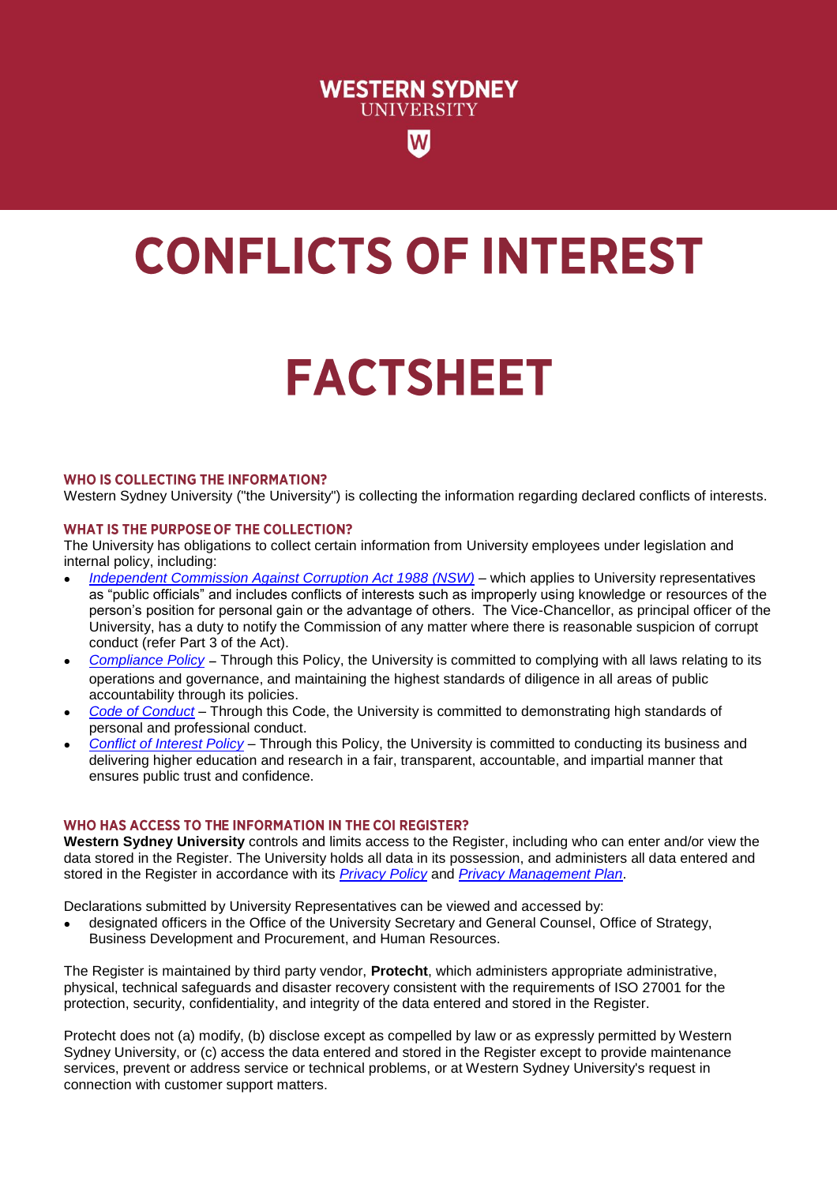WESTERN SYDNEY
UNIVERSITY

# CONFLICTS OF INTEREST

# FACTSHEET

## WHO IS COLLECTING THE INFORMATION?

Western Sydney University ("the University") is collecting the information regarding declared conflicts of interests.

## WHAT IS THE PURPOSE OF THE COLLECTION?

The University has obligations to collect certain information from University employees under legislation and internal policy, including:

- *Independent Commission Against Corruption Act 1988 (NSW)* – which applies to University representatives as "public officials" and includes conflicts of interests such as improperly using knowledge or resources of the person's position for personal gain or the advantage of others. The Vice-Chancellor, as principal officer of the University, has a duty to notify the Commission of any matter where there is reasonable suspicion of corrupt conduct (refer Part 3 of the Act).
- *Compliance Policy* – Through this Policy, the University is committed to complying with all laws relating to its operations and governance, and maintaining the highest standards of diligence in all areas of public accountability through its policies.
- *Code of Conduct* – Through this Code, the University is committed to demonstrating high standards of personal and professional conduct.
- *Conflict of Interest Policy* – Through this Policy, the University is committed to conducting its business and delivering higher education and research in a fair, transparent, accountable, and impartial manner that ensures public trust and confidence.

## WHO HAS ACCESS TO THE INFORMATION IN THE COI REGISTER?

**Western Sydney University** controls and limits access to the Register, including who can enter and/or view the data stored in the Register. The University holds all data in its possession, and administers all data entered and stored in the Register in accordance with its *Privacy Policy* and *Privacy Management Plan*.

Declarations submitted by University Representatives can be viewed and accessed by:

- designated officers in the Office of the University Secretary and General Counsel, Office of Strategy, Business Development and Procurement, and Human Resources.

The Register is maintained by third party vendor, **Protecht**, which administers appropriate administrative, physical, technical safeguards and disaster recovery consistent with the requirements of ISO 27001 for the protection, security, confidentiality, and integrity of the data entered and stored in the Register.

Protecht does not (a) modify, (b) disclose except as compelled by law or as expressly permitted by Western Sydney University, or (c) access the data entered and stored in the Register except to provide maintenance services, prevent or address service or technical problems, or at Western Sydney University's request in connection with customer support matters.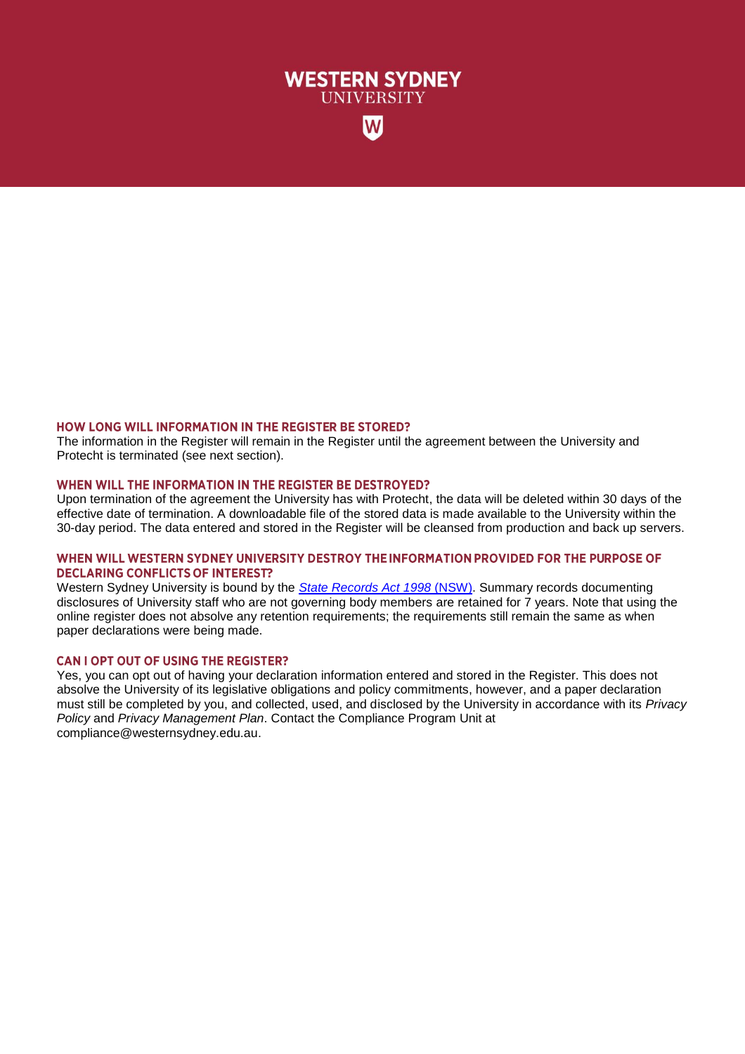## HOW LONG WILL INFORMATION IN THE REGISTER BE STORED?

The information in the Register will remain in the Register until the agreement between the University and Protecht is terminated (see next section).

## WHEN WILL THE INFORMATION IN THE REGISTER BE DESTROYED?

Upon termination of the agreement the University has with Protecht, the data will be deleted within 30 days of the effective date of termination. A downloadable file of the stored data is made available to the University within the 30-day period. The data entered and stored in the Register will be cleansed from production and back up servers.

## WHEN WILL WESTERN SYDNEY UNIVERSITY DESTROY THE INFORMATION PROVIDED FOR THE PURPOSE OF DECLARING CONFLICTS OF INTEREST?

Western Sydney University is bound by the *State Records Act 1998* (NSW). Summary records documenting disclosures of University staff who are not governing body members are retained for 7 years. Note that using the online register does not absolve any retention requirements; the requirements still remain the same as when paper declarations were being made.

## CAN I OPT OUT OF USING THE REGISTER?

Yes, you can opt out of having your declaration information entered and stored in the Register. This does not absolve the University of its legislative obligations and policy commitments, however, and a paper declaration must still be completed by you, and collected, used, and disclosed by the University in accordance with its *Privacy Policy* and *Privacy Management Plan*. Contact the Compliance Program Unit at compliance@westernsydney.edu.au.